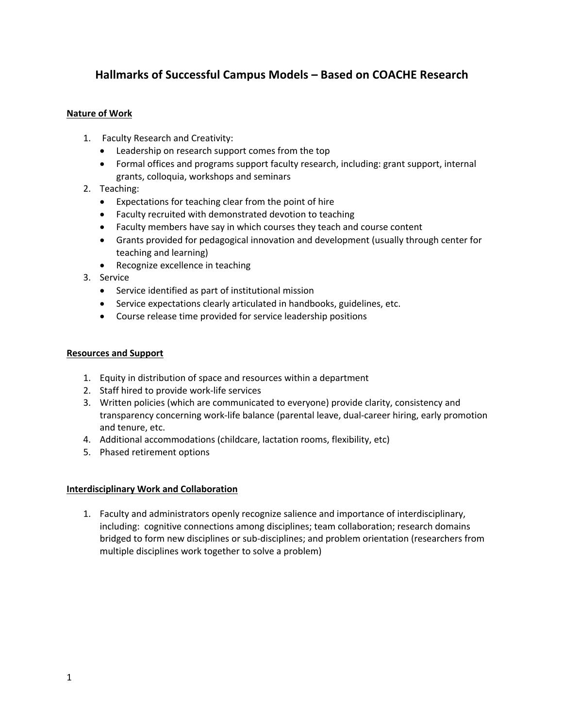# Hallmarks of Successful Campus Models – Based on COACHE Research

## Nature of Work

1. Faculty Research and Creativity:
   - Leadership on research support comes from the top
   - Formal offices and programs support faculty research, including: grant support, internal grants, colloquia, workshops and seminars
2. Teaching:
   - Expectations for teaching clear from the point of hire
   - Faculty recruited with demonstrated devotion to teaching
   - Faculty members have say in which courses they teach and course content
   - Grants provided for pedagogical innovation and development (usually through center for teaching and learning)
   - Recognize excellence in teaching
3. Service
   - Service identified as part of institutional mission
   - Service expectations clearly articulated in handbooks, guidelines, etc.
   - Course release time provided for service leadership positions

## Resources and Support

1. Equity in distribution of space and resources within a department
2. Staff hired to provide work-life services
3. Written policies (which are communicated to everyone) provide clarity, consistency and transparency concerning work-life balance (parental leave, dual-career hiring, early promotion and tenure, etc.
4. Additional accommodations (childcare, lactation rooms, flexibility, etc)
5. Phased retirement options

## Interdisciplinary Work and Collaboration

1. Faculty and administrators openly recognize salience and importance of interdisciplinary, including: cognitive connections among disciplines; team collaboration; research domains bridged to form new disciplines or sub-disciplines; and problem orientation (researchers from multiple disciplines work together to solve a problem)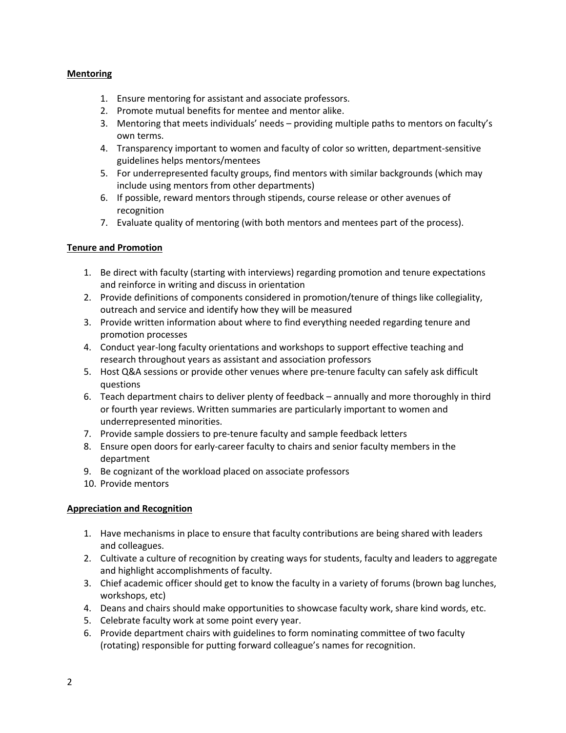**Mentoring**

1. Ensure mentoring for assistant and associate professors.
2. Promote mutual benefits for mentee and mentor alike.
3. Mentoring that meets individuals' needs – providing multiple paths to mentors on faculty's own terms.
4. Transparency important to women and faculty of color so written, department-sensitive guidelines helps mentors/mentees
5. For underrepresented faculty groups, find mentors with similar backgrounds (which may include using mentors from other departments)
6. If possible, reward mentors through stipends, course release or other avenues of recognition
7. Evaluate quality of mentoring (with both mentors and mentees part of the process).

**Tenure and Promotion**

1. Be direct with faculty (starting with interviews) regarding promotion and tenure expectations and reinforce in writing and discuss in orientation
2. Provide definitions of components considered in promotion/tenure of things like collegiality, outreach and service and identify how they will be measured
3. Provide written information about where to find everything needed regarding tenure and promotion processes
4. Conduct year-long faculty orientations and workshops to support effective teaching and research throughout years as assistant and association professors
5. Host Q&A sessions or provide other venues where pre-tenure faculty can safely ask difficult questions
6. Teach department chairs to deliver plenty of feedback – annually and more thoroughly in third or fourth year reviews. Written summaries are particularly important to women and underrepresented minorities.
7. Provide sample dossiers to pre-tenure faculty and sample feedback letters
8. Ensure open doors for early-career faculty to chairs and senior faculty members in the department
9. Be cognizant of the workload placed on associate professors
10. Provide mentors

**Appreciation and Recognition**

1. Have mechanisms in place to ensure that faculty contributions are being shared with leaders and colleagues.
2. Cultivate a culture of recognition by creating ways for students, faculty and leaders to aggregate and highlight accomplishments of faculty.
3. Chief academic officer should get to know the faculty in a variety of forums (brown bag lunches, workshops, etc)
4. Deans and chairs should make opportunities to showcase faculty work, share kind words, etc.
5. Celebrate faculty work at some point every year.
6. Provide department chairs with guidelines to form nominating committee of two faculty (rotating) responsible for putting forward colleague's names for recognition.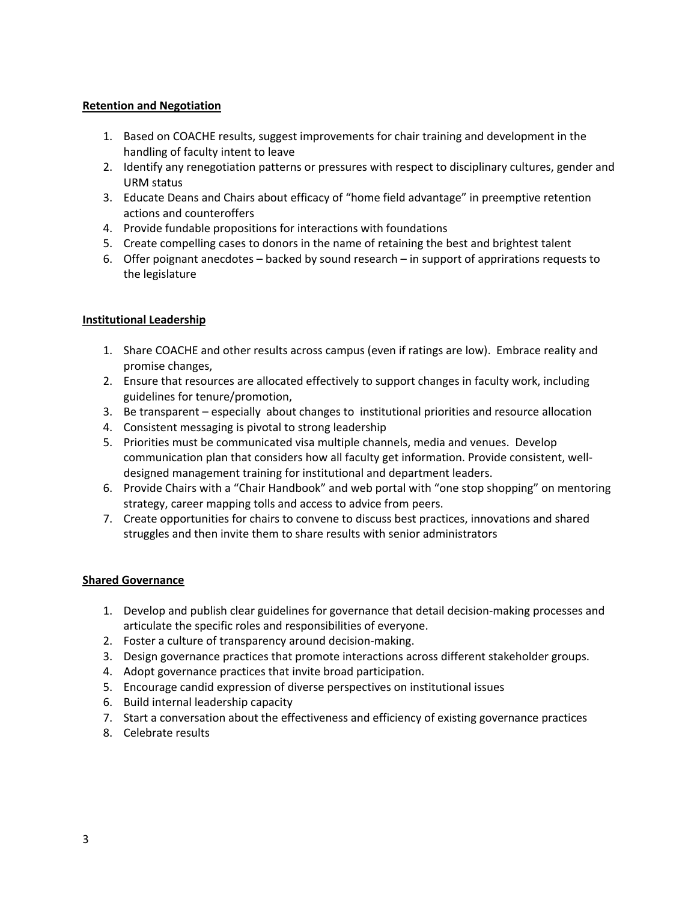**Retention and Negotiation**

1. Based on COACHE results, suggest improvements for chair training and development in the handling of faculty intent to leave
2. Identify any renegotiation patterns or pressures with respect to disciplinary cultures, gender and URM status
3. Educate Deans and Chairs about efficacy of "home field advantage" in preemptive retention actions and counteroffers
4. Provide fundable propositions for interactions with foundations
5. Create compelling cases to donors in the name of retaining the best and brightest talent
6. Offer poignant anecdotes – backed by sound research – in support of apprirations requests to the legislature

**Institutional Leadership**

1. Share COACHE and other results across campus (even if ratings are low). Embrace reality and promise changes,
2. Ensure that resources are allocated effectively to support changes in faculty work, including guidelines for tenure/promotion,
3. Be transparent – especially about changes to institutional priorities and resource allocation
4. Consistent messaging is pivotal to strong leadership
5. Priorities must be communicated visa multiple channels, media and venues. Develop communication plan that considers how all faculty get information. Provide consistent, well-designed management training for institutional and department leaders.
6. Provide Chairs with a "Chair Handbook" and web portal with "one stop shopping" on mentoring strategy, career mapping tolls and access to advice from peers.
7. Create opportunities for chairs to convene to discuss best practices, innovations and shared struggles and then invite them to share results with senior administrators

**Shared Governance**

1. Develop and publish clear guidelines for governance that detail decision-making processes and articulate the specific roles and responsibilities of everyone.
2. Foster a culture of transparency around decision-making.
3. Design governance practices that promote interactions across different stakeholder groups.
4. Adopt governance practices that invite broad participation.
5. Encourage candid expression of diverse perspectives on institutional issues
6. Build internal leadership capacity
7. Start a conversation about the effectiveness and efficiency of existing governance practices
8. Celebrate results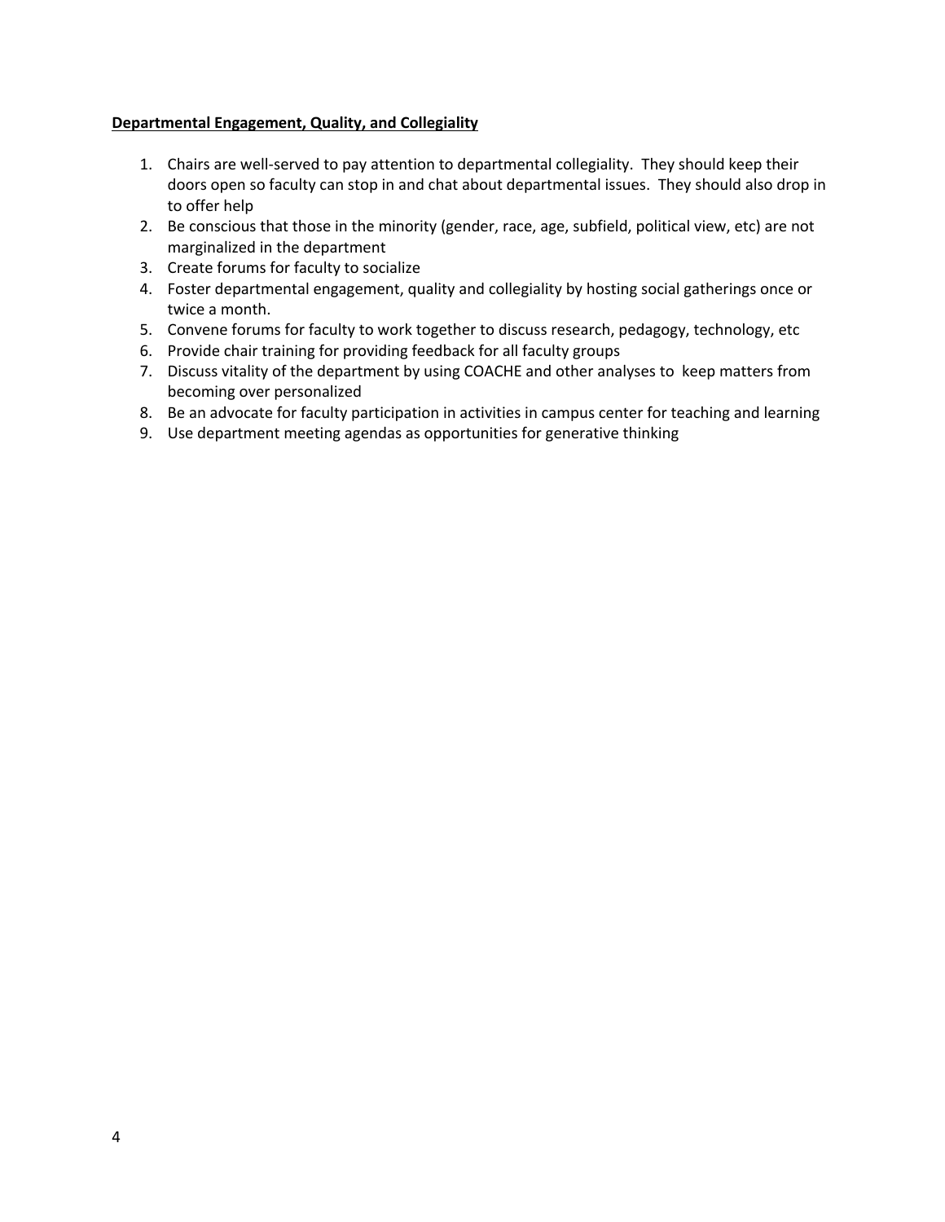**Departmental Engagement, Quality, and Collegiality**

1. Chairs are well-served to pay attention to departmental collegiality. They should keep their doors open so faculty can stop in and chat about departmental issues. They should also drop in to offer help
2. Be conscious that those in the minority (gender, race, age, subfield, political view, etc) are not marginalized in the department
3. Create forums for faculty to socialize
4. Foster departmental engagement, quality and collegiality by hosting social gatherings once or twice a month.
5. Convene forums for faculty to work together to discuss research, pedagogy, technology, etc
6. Provide chair training for providing feedback for all faculty groups
7. Discuss vitality of the department by using COACHE and other analyses to keep matters from becoming over personalized
8. Be an advocate for faculty participation in activities in campus center for teaching and learning
9. Use department meeting agendas as opportunities for generative thinking